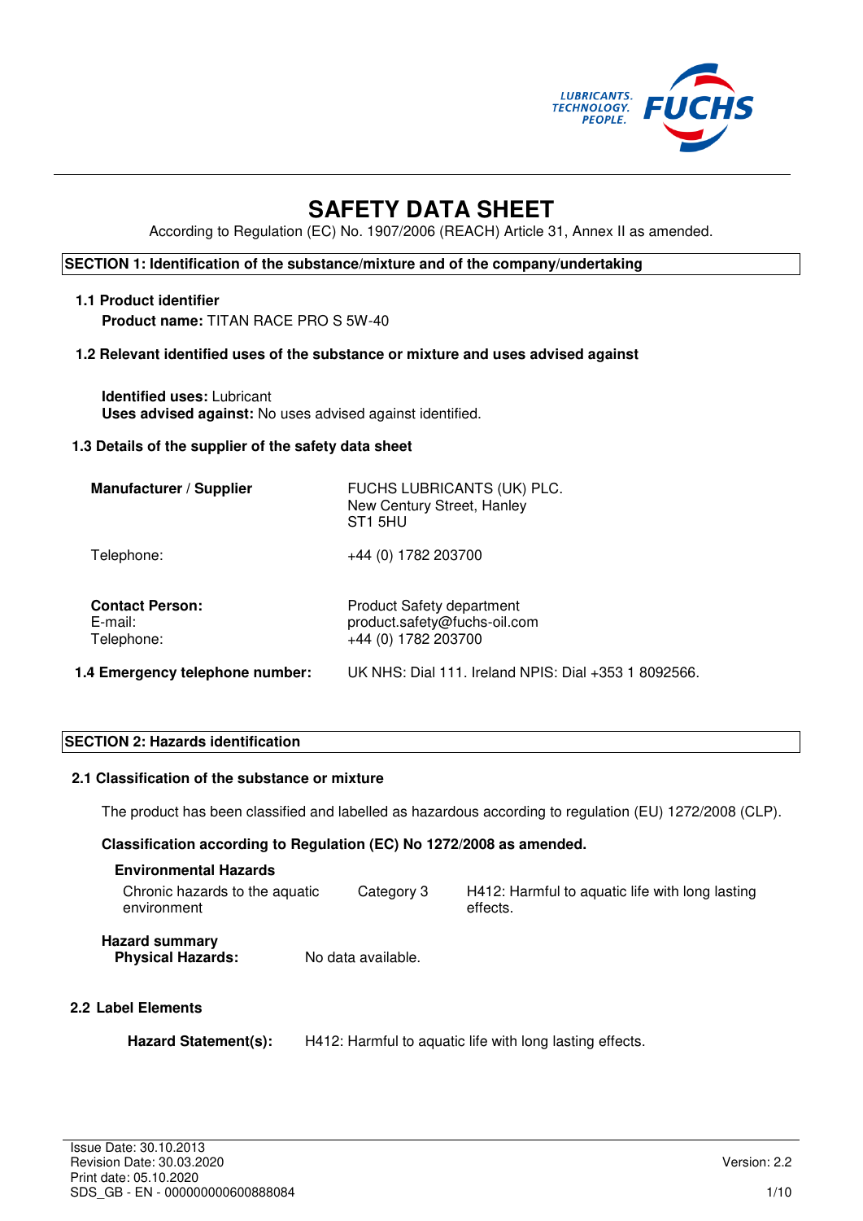# SAFETY DATA SHEET

According to Regulation (EC) No. 1907/2006 (REACH) Article 31, Annex II as amended.

## SECTION 1: Identification of the substance/mixture and of the company/undertaking

### 1.1 Product identifier

**Product name:** TITAN RACE PRO S 5W-40

### 1.2 Relevant identified uses of the substance or mixture and uses advised against

**Identified uses:** Lubricant
**Uses advised against:** No uses advised against identified.

### 1.3 Details of the supplier of the safety data sheet

| | |
|---|---|
| **Manufacturer / Supplier** | FUCHS LUBRICANTS (UK) PLC.<br>New Century Street, Hanley<br>ST1 5HU |
| Telephone: | +44 (0) 1782 203700 |
| **Contact Person:** | Product Safety department |
| E-mail: | product.safety@fuchs-oil.com |
| Telephone: | +44 (0) 1782 203700 |

### 1.4 Emergency telephone number:

UK NHS: Dial 111. Ireland NPIS: Dial +353 1 8092566.

## SECTION 2: Hazards identification

### 2.1 Classification of the substance or mixture

The product has been classified and labelled as hazardous according to regulation (EU) 1272/2008 (CLP).

**Classification according to Regulation (EC) No 1272/2008 as amended.**

**Environmental Hazards**

| | | |
|---|---|---|
| Chronic hazards to the aquatic environment | Category 3 | H412: Harmful to aquatic life with long lasting effects. |

**Hazard summary**

**Physical Hazards:** No data available.

### 2.2 Label Elements

**Hazard Statement(s):** H412: Harmful to aquatic life with long lasting effects.

Issue Date: 30.10.2013
Revision Date: 30.03.2020
Print date: 05.10.2020
SDS_GB - EN - 000000000600888084

Version: 2.2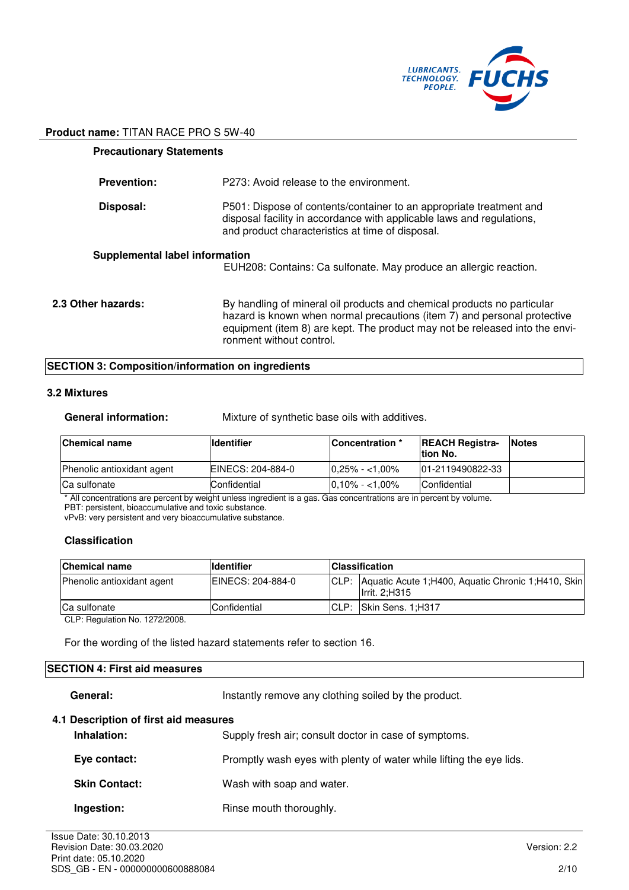Product name: TITAN RACE PRO S 5W-40

**Precautionary Statements**

**Prevention:** P273: Avoid release to the environment.

**Disposal:** P501: Dispose of contents/container to an appropriate treatment and disposal facility in accordance with applicable laws and regulations, and product characteristics at time of disposal.

**Supplemental label information**

EUH208: Contains: Ca sulfonate. May produce an allergic reaction.

**2.3 Other hazards:** By handling of mineral oil products and chemical products no particular hazard is known when normal precautions (item 7) and personal protective equipment (item 8) are kept. The product may not be released into the environment without control.

## SECTION 3: Composition/information on ingredients

### 3.2 Mixtures

**General information:** Mixture of synthetic base oils with additives.

| Chemical name | Identifier | Concentration * | REACH Registration No. | Notes |
|---|---|---|---|---|
| Phenolic antioxidant agent | EINECS: 204-884-0 | 0,25% - <1,00% | 01-2119490822-33 | |
| Ca sulfonate | Confidential | 0,10% - <1,00% | Confidential | |

* All concentrations are percent by weight unless ingredient is a gas. Gas concentrations are in percent by volume.
PBT: persistent, bioaccumulative and toxic substance.
vPvB: very persistent and very bioaccumulative substance.

**Classification**

| Chemical name | Identifier | Classification | |
|---|---|---|---|
| Phenolic antioxidant agent | EINECS: 204-884-0 | CLP: | Aquatic Acute 1;H400, Aquatic Chronic 1;H410, Skin Irrit. 2;H315 |
| Ca sulfonate | Confidential | CLP: | Skin Sens. 1;H317 |

CLP: Regulation No. 1272/2008.

For the wording of the listed hazard statements refer to section 16.

## SECTION 4: First aid measures

**General:** Instantly remove any clothing soiled by the product.

**4.1 Description of first aid measures**

**Inhalation:** Supply fresh air; consult doctor in case of symptoms.

**Eye contact:** Promptly wash eyes with plenty of water while lifting the eye lids.

**Skin Contact:** Wash with soap and water.

**Ingestion:** Rinse mouth thoroughly.

Issue Date: 30.10.2013
Revision Date: 30.03.2020
Print date: 05.10.2020
SDS_GB - EN - 000000000600888084

Version: 2.2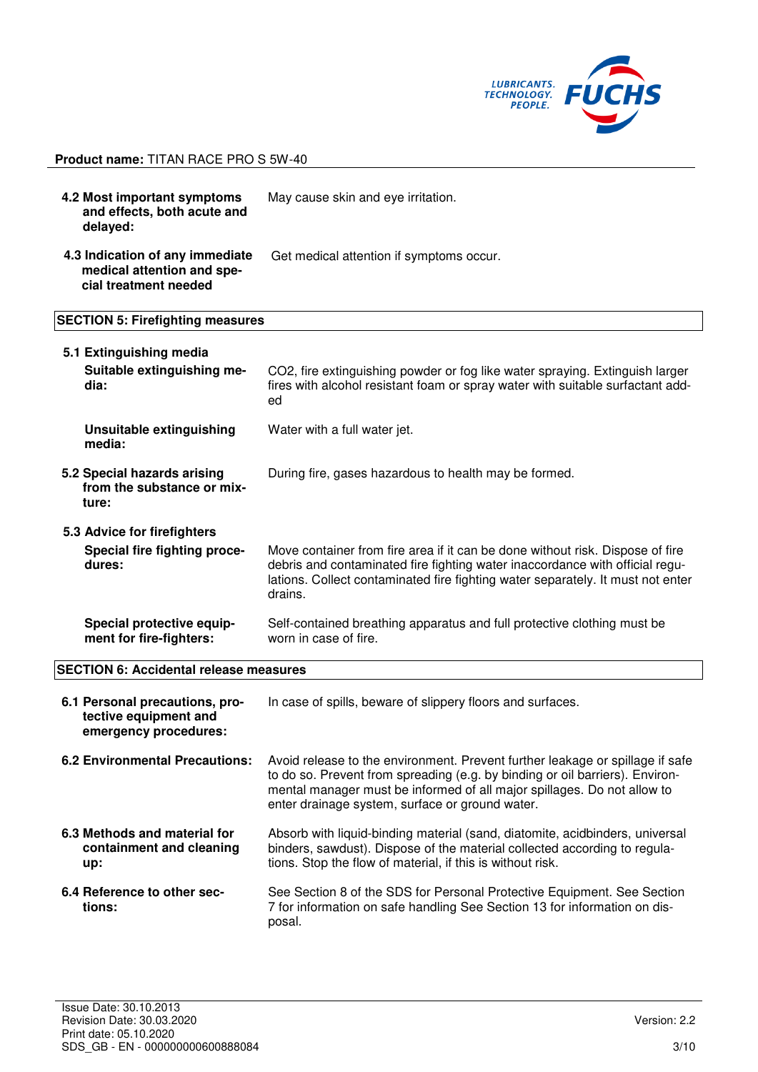**Product name:** TITAN RACE PRO S 5W-40

| | |
|---|---|
| **4.2 Most important symptoms and effects, both acute and delayed:** | May cause skin and eye irritation. |
| **4.3 Indication of any immediate medical attention and special treatment needed** | Get medical attention if symptoms occur. |

## SECTION 5: Firefighting measures

**5.1 Extinguishing media**

| | |
|---|---|
| **Suitable extinguishing media:** | $CO_2$, fire extinguishing powder or fog like water spraying. Extinguish larger fires with alcohol resistant foam or spray water with suitable surfactant added |
| **Unsuitable extinguishing media:** | Water with a full water jet. |
| **5.2 Special hazards arising from the substance or mixture:** | During fire, gases hazardous to health may be formed. |

**5.3 Advice for firefighters**

| | |
|---|---|
| **Special fire fighting procedures:** | Move container from fire area if it can be done without risk. Dispose of fire debris and contaminated fire fighting water inaccordance with official regulations. Collect contaminated fire fighting water separately. It must not enter drains. |
| **Special protective equipment for fire-fighters:** | Self-contained breathing apparatus and full protective clothing must be worn in case of fire. |

## SECTION 6: Accidental release measures

| | |
|---|---|
| **6.1 Personal precautions, protective equipment and emergency procedures:** | In case of spills, beware of slippery floors and surfaces. |
| **6.2 Environmental Precautions:** | Avoid release to the environment. Prevent further leakage or spillage if safe to do so. Prevent from spreading (e.g. by binding or oil barriers). Environmental manager must be informed of all major spillages. Do not allow to enter drainage system, surface or ground water. |
| **6.3 Methods and material for containment and cleaning up:** | Absorb with liquid-binding material (sand, diatomite, acidbinders, universal binders, sawdust). Dispose of the material collected according to regulations. Stop the flow of material, if this is without risk. |
| **6.4 Reference to other sections:** | See Section 8 of the SDS for Personal Protective Equipment. See Section 7 for information on safe handling See Section 13 for information on disposal. |

Issue Date: 30.10.2013
Revision Date: 30.03.2020
Print date: 05.10.2020
SDS_GB - EN - 000000000600888084

Version: 2.2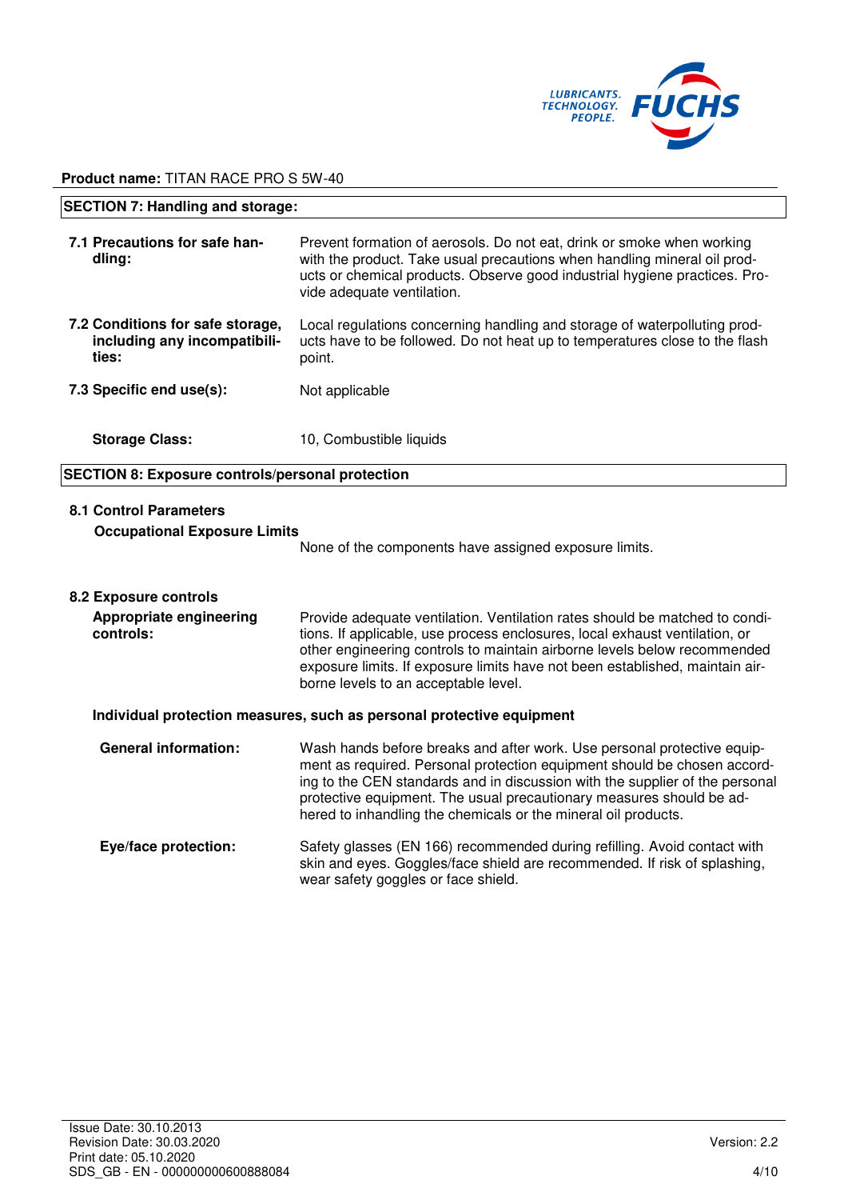**Product name:** TITAN RACE PRO S 5W-40

## SECTION 7: Handling and storage:

**7.1 Precautions for safe handling:** Prevent formation of aerosols. Do not eat, drink or smoke when working with the product. Take usual precautions when handling mineral oil products or chemical products. Observe good industrial hygiene practices. Provide adequate ventilation.

**7.2 Conditions for safe storage, including any incompatibilities:** Local regulations concerning handling and storage of waterpolluting products have to be followed. Do not heat up to temperatures close to the flash point.

**7.3 Specific end use(s):** Not applicable

**Storage Class:** 10, Combustible liquids

## SECTION 8: Exposure controls/personal protection

### 8.1 Control Parameters

**Occupational Exposure Limits**

None of the components have assigned exposure limits.

### 8.2 Exposure controls

**Appropriate engineering controls:** Provide adequate ventilation. Ventilation rates should be matched to conditions. If applicable, use process enclosures, local exhaust ventilation, or other engineering controls to maintain airborne levels below recommended exposure limits. If exposure limits have not been established, maintain airborne levels to an acceptable level.

**Individual protection measures, such as personal protective equipment**

**General information:** Wash hands before breaks and after work. Use personal protective equipment as required. Personal protection equipment should be chosen according to the CEN standards and in discussion with the supplier of the personal protective equipment. The usual precautionary measures should be adhered to inhandling the chemicals or the mineral oil products.

**Eye/face protection:** Safety glasses (EN 166) recommended during refilling. Avoid contact with skin and eyes. Goggles/face shield are recommended. If risk of splashing, wear safety goggles or face shield.

Issue Date: 30.10.2013
Revision Date: 30.03.2020
Print date: 05.10.2020
SDS_GB - EN - 000000000600888084

Version: 2.2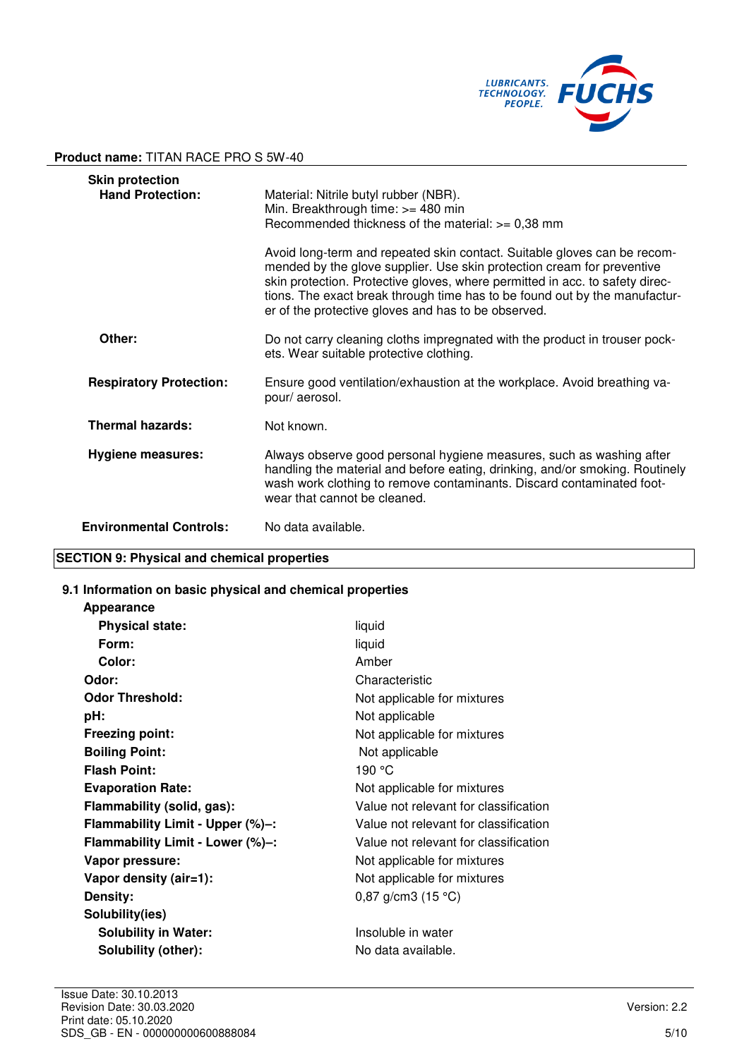**Product name:** TITAN RACE PRO S 5W-40

**Skin protection**

| | |
|---|---|
| **Hand Protection:** | Material: Nitrile butyl rubber (NBR).<br>Min. Breakthrough time: >= 480 min<br>Recommended thickness of the material: >= 0,38 mm<br><br>Avoid long-term and repeated skin contact. Suitable gloves can be recommended by the glove supplier. Use skin protection cream for preventive skin protection. Protective gloves, where permitted in acc. to safety directions. The exact break through time has to be found out by the manufacturer of the protective gloves and has to be observed. |
| **Other:** | Do not carry cleaning cloths impregnated with the product in trouser pockets. Wear suitable protective clothing. |
| **Respiratory Protection:** | Ensure good ventilation/exhaustion at the workplace. Avoid breathing vapour/ aerosol. |
| **Thermal hazards:** | Not known. |
| **Hygiene measures:** | Always observe good personal hygiene measures, such as washing after handling the material and before eating, drinking, and/or smoking. Routinely wash work clothing to remove contaminants. Discard contaminated footwear that cannot be cleaned. |
| **Environmental Controls:** | No data available. |

## SECTION 9: Physical and chemical properties

### 9.1 Information on basic physical and chemical properties

**Appearance**

| | |
|---|---|
| **Physical state:** | liquid |
| **Form:** | liquid |
| **Color:** | Amber |
| **Odor:** | Characteristic |
| **Odor Threshold:** | Not applicable for mixtures |
| **pH:** | Not applicable |
| **Freezing point:** | Not applicable for mixtures |
| **Boiling Point:** | Not applicable |
| **Flash Point:** | 190 °C |
| **Evaporation Rate:** | Not applicable for mixtures |
| **Flammability (solid, gas):** | Value not relevant for classification |
| **Flammability Limit - Upper (%)–:** | Value not relevant for classification |
| **Flammability Limit - Lower (%)–:** | Value not relevant for classification |
| **Vapor pressure:** | Not applicable for mixtures |
| **Vapor density (air=1):** | Not applicable for mixtures |
| **Density:** | 0,87 g/cm3 (15 °C) |
| **Solubility(ies)** | |
| **Solubility in Water:** | Insoluble in water |
| **Solubility (other):** | No data available. |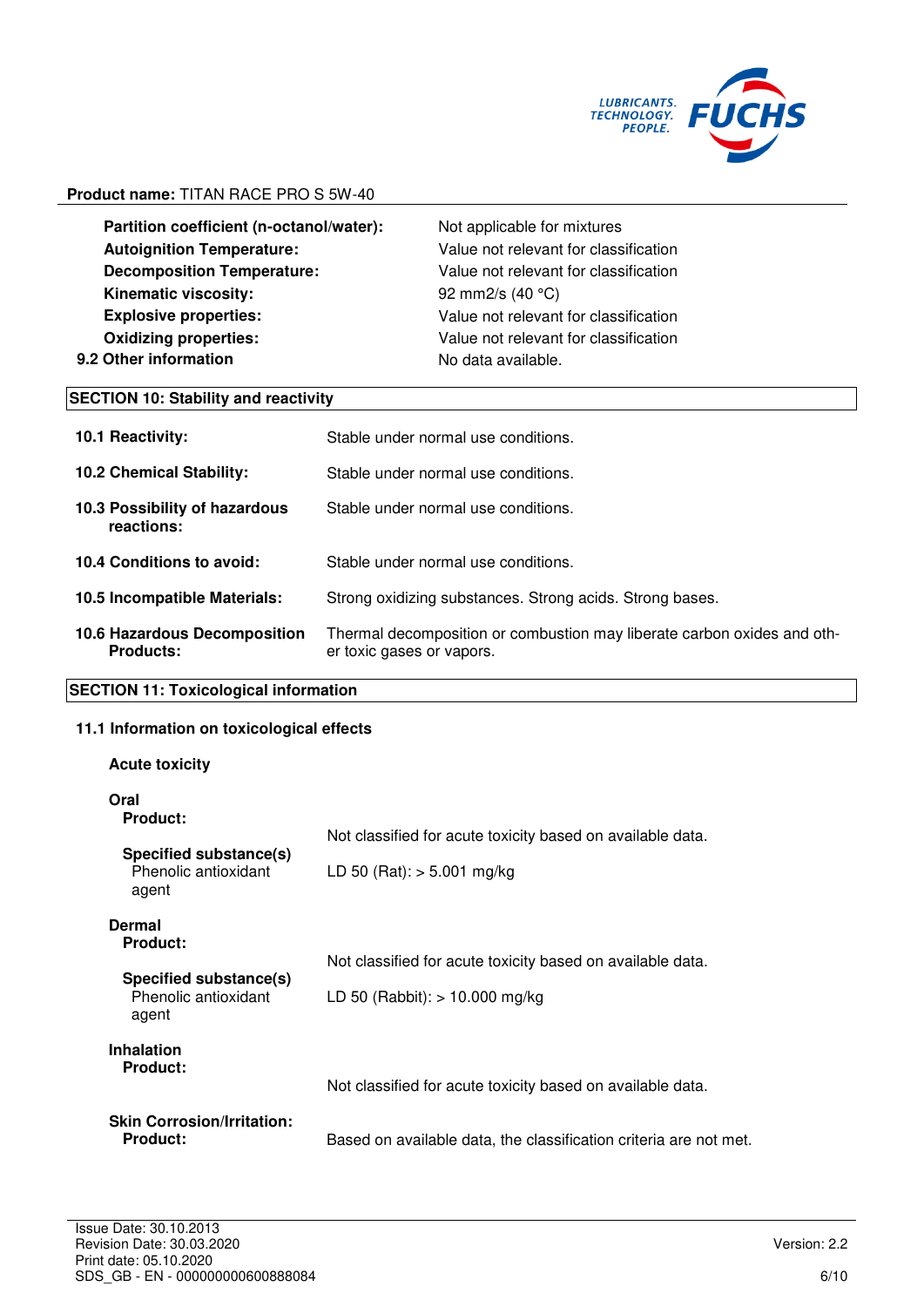**Product name:** TITAN RACE PRO S 5W-40

| | |
|---|---|
| **Partition coefficient (n-octanol/water):** | Not applicable for mixtures |
| **Autoignition Temperature:** | Value not relevant for classification |
| **Decomposition Temperature:** | Value not relevant for classification |
| **Kinematic viscosity:** | 92 mm2/s (40 °C) |
| **Explosive properties:** | Value not relevant for classification |
| **Oxidizing properties:** | Value not relevant for classification |
| **9.2 Other information** | No data available. |

## SECTION 10: Stability and reactivity

| | |
|---|---|
| **10.1 Reactivity:** | Stable under normal use conditions. |
| **10.2 Chemical Stability:** | Stable under normal use conditions. |
| **10.3 Possibility of hazardous reactions:** | Stable under normal use conditions. |
| **10.4 Conditions to avoid:** | Stable under normal use conditions. |
| **10.5 Incompatible Materials:** | Strong oxidizing substances. Strong acids. Strong bases. |
| **10.6 Hazardous Decomposition Products:** | Thermal decomposition or combustion may liberate carbon oxides and other toxic gases or vapors. |

## SECTION 11: Toxicological information

### 11.1 Information on toxicological effects

**Acute toxicity**

**Oral**

| | |
|---|---|
| **Product:** | Not classified for acute toxicity based on available data. |
| **Specified substance(s)** Phenolic antioxidant agent | LD 50 (Rat): > 5.001 mg/kg |

**Dermal**

| | |
|---|---|
| **Product:** | Not classified for acute toxicity based on available data. |
| **Specified substance(s)** Phenolic antioxidant agent | LD 50 (Rabbit): > 10.000 mg/kg |

**Inhalation**

| | |
|---|---|
| **Product:** | Not classified for acute toxicity based on available data. |

**Skin Corrosion/Irritation:**

| | |
|---|---|
| **Product:** | Based on available data, the classification criteria are not met. |

Issue Date: 30.10.2013
Revision Date: 30.03.2020
Print date: 05.10.2020
SDS_GB - EN - 000000000600888084
Version: 2.2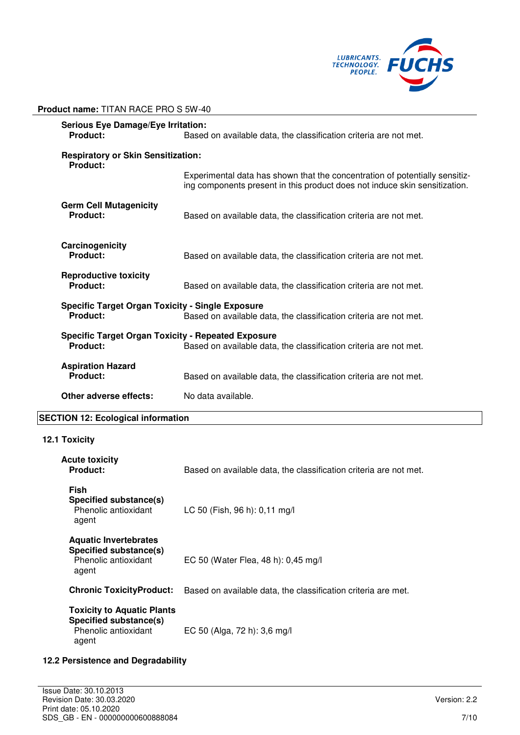**Serious Eye Damage/Eye Irritation:**

**Product:** Based on available data, the classification criteria are not met.

**Respiratory or Skin Sensitization:**

**Product:** Experimental data has shown that the concentration of potentially sensitizing components present in this product does not induce skin sensitization.

**Germ Cell Mutagenicity**

**Product:** Based on available data, the classification criteria are not met.

**Carcinogenicity**

**Product:** Based on available data, the classification criteria are not met.

**Reproductive toxicity**

**Product:** Based on available data, the classification criteria are not met.

**Specific Target Organ Toxicity - Single Exposure**

**Product:** Based on available data, the classification criteria are not met.

**Specific Target Organ Toxicity - Repeated Exposure**

**Product:** Based on available data, the classification criteria are not met.

**Aspiration Hazard**

**Product:** Based on available data, the classification criteria are not met.

**Other adverse effects:** No data available.

## SECTION 12: Ecological information

### 12.1 Toxicity

**Acute toxicity**

**Product:** Based on available data, the classification criteria are not met.

**Fish**

**Specified substance(s)**

Phenolic antioxidant agent: LC 50 (Fish, 96 h): 0,11 mg/l

**Aquatic Invertebrates**

**Specified substance(s)**

Phenolic antioxidant agent: EC 50 (Water Flea, 48 h): 0,45 mg/l

**Chronic ToxicityProduct:** Based on available data, the classification criteria are met.

**Toxicity to Aquatic Plants**

**Specified substance(s)**

Phenolic antioxidant agent: EC 50 (Alga, 72 h): 3,6 mg/l

### 12.2 Persistence and Degradability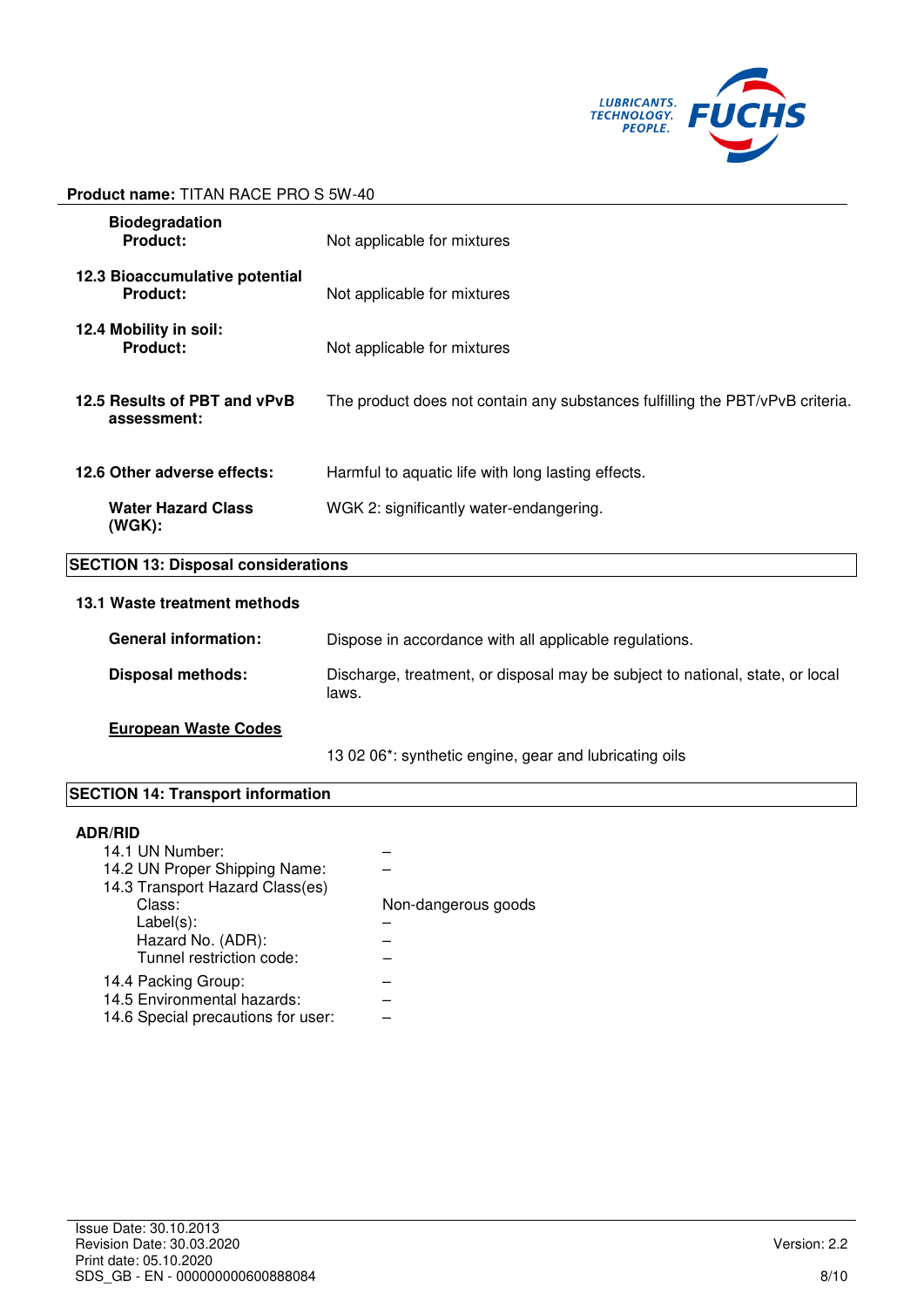**Product name:** TITAN RACE PRO S 5W-40

| | |
|---|---|
| **Biodegradation** | |
| **Product:** | Not applicable for mixtures |
| **12.3 Bioaccumulative potential** | |
| **Product:** | Not applicable for mixtures |
| **12.4 Mobility in soil:** | |
| **Product:** | Not applicable for mixtures |
| **12.5 Results of PBT and vPvB assessment:** | The product does not contain any substances fulfilling the PBT/vPvB criteria. |
| **12.6 Other adverse effects:** | Harmful to aquatic life with long lasting effects. |
| **Water Hazard Class (WGK):** | WGK 2: significantly water-endangering. |

## SECTION 13: Disposal considerations

### 13.1 Waste treatment methods

| | |
|---|---|
| **General information:** | Dispose in accordance with all applicable regulations. |
| **Disposal methods:** | Discharge, treatment, or disposal may be subject to national, state, or local laws. |

**European Waste Codes**

13 02 06*: synthetic engine, gear and lubricating oils

## SECTION 14: Transport information

**ADR/RID**

| | |
|---|---|
| 14.1 UN Number: | – |
| 14.2 UN Proper Shipping Name: | – |
| 14.3 Transport Hazard Class(es) | |
| Class: | Non-dangerous goods |
| Label(s): | – |
| Hazard No. (ADR): | – |
| Tunnel restriction code: | – |
| 14.4 Packing Group: | – |
| 14.5 Environmental hazards: | – |
| 14.6 Special precautions for user: | – |

Issue Date: 30.10.2013
Revision Date: 30.03.2020
Print date: 05.10.2020
SDS_GB - EN - 000000000600888084

Version: 2.2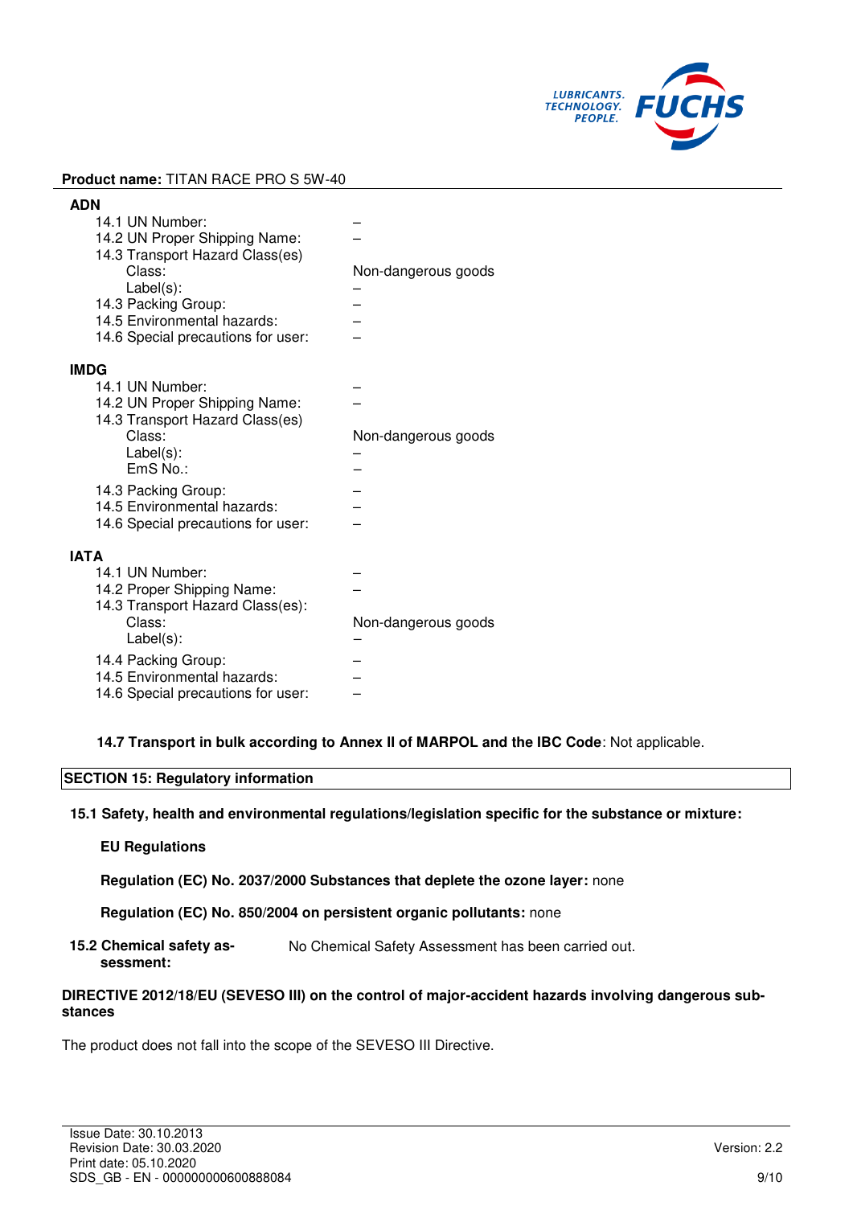**Product name:** TITAN RACE PRO S 5W-40

**ADN**

| | |
|---|---|
| 14.1 UN Number: | – |
| 14.2 UN Proper Shipping Name: | – |
| 14.3 Transport Hazard Class(es) | |
| Class: | Non-dangerous goods |
| Label(s): | – |
| 14.3 Packing Group: | – |
| 14.5 Environmental hazards: | – |
| 14.6 Special precautions for user: | – |

**IMDG**

| | |
|---|---|
| 14.1 UN Number: | – |
| 14.2 UN Proper Shipping Name: | – |
| 14.3 Transport Hazard Class(es) | |
| Class: | Non-dangerous goods |
| Label(s): | – |
| EmS No.: | – |
| 14.3 Packing Group: | – |
| 14.5 Environmental hazards: | – |
| 14.6 Special precautions for user: | – |

**IATA**

| | |
|---|---|
| 14.1 UN Number: | – |
| 14.2 Proper Shipping Name: | – |
| 14.3 Transport Hazard Class(es): | |
| Class: | Non-dangerous goods |
| Label(s): | – |
| 14.4 Packing Group: | – |
| 14.5 Environmental hazards: | – |
| 14.6 Special precautions for user: | – |

**14.7 Transport in bulk according to Annex II of MARPOL and the IBC Code**: Not applicable.

## SECTION 15: Regulatory information

**15.1 Safety, health and environmental regulations/legislation specific for the substance or mixture:**

**EU Regulations**

**Regulation (EC) No. 2037/2000 Substances that deplete the ozone layer:** none

**Regulation (EC) No. 850/2004 on persistent organic pollutants:** none

**15.2 Chemical safety assessment:** No Chemical Safety Assessment has been carried out.

**DIRECTIVE 2012/18/EU (SEVESO III) on the control of major-accident hazards involving dangerous substances**

The product does not fall into the scope of the SEVESO III Directive.

Issue Date: 30.10.2013
Revision Date: 30.03.2020
Print date: 05.10.2020
SDS_GB - EN - 000000000600888084

Version: 2.2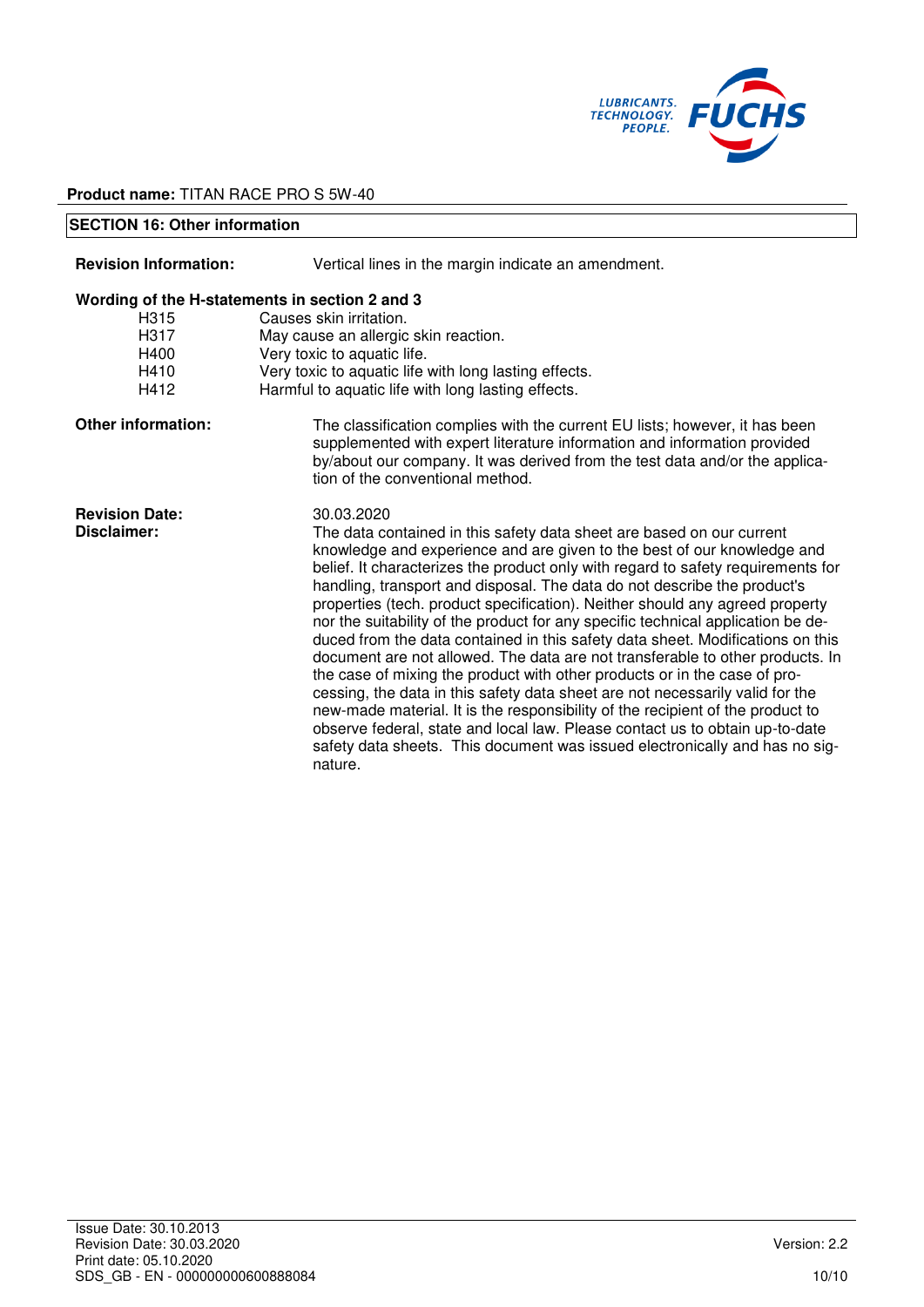**Product name:** TITAN RACE PRO S 5W-40

## SECTION 16: Other information

**Revision Information:** Vertical lines in the margin indicate an amendment.

**Wording of the H-statements in section 2 and 3**

| | |
|---|---|
| H315 | Causes skin irritation. |
| H317 | May cause an allergic skin reaction. |
| H400 | Very toxic to aquatic life. |
| H410 | Very toxic to aquatic life with long lasting effects. |
| H412 | Harmful to aquatic life with long lasting effects. |

**Other information:** The classification complies with the current EU lists; however, it has been supplemented with expert literature information and information provided by/about our company. It was derived from the test data and/or the application of the conventional method.

**Revision Date:** 30.03.2020

**Disclaimer:** The data contained in this safety data sheet are based on our current knowledge and experience and are given to the best of our knowledge and belief. It characterizes the product only with regard to safety requirements for handling, transport and disposal. The data do not describe the product's properties (tech. product specification). Neither should any agreed property nor the suitability of the product for any specific technical application be deduced from the data contained in this safety data sheet. Modifications on this document are not allowed. The data are not transferable to other products. In the case of mixing the product with other products or in the case of processing, the data in this safety data sheet are not necessarily valid for the new-made material. It is the responsibility of the recipient of the product to observe federal, state and local law. Please contact us to obtain up-to-date safety data sheets. This document was issued electronically and has no signature.

Issue Date: 30.10.2013
Revision Date: 30.03.2020
Print date: 05.10.2020
SDS_GB - EN - 000000000600888084

Version: 2.2